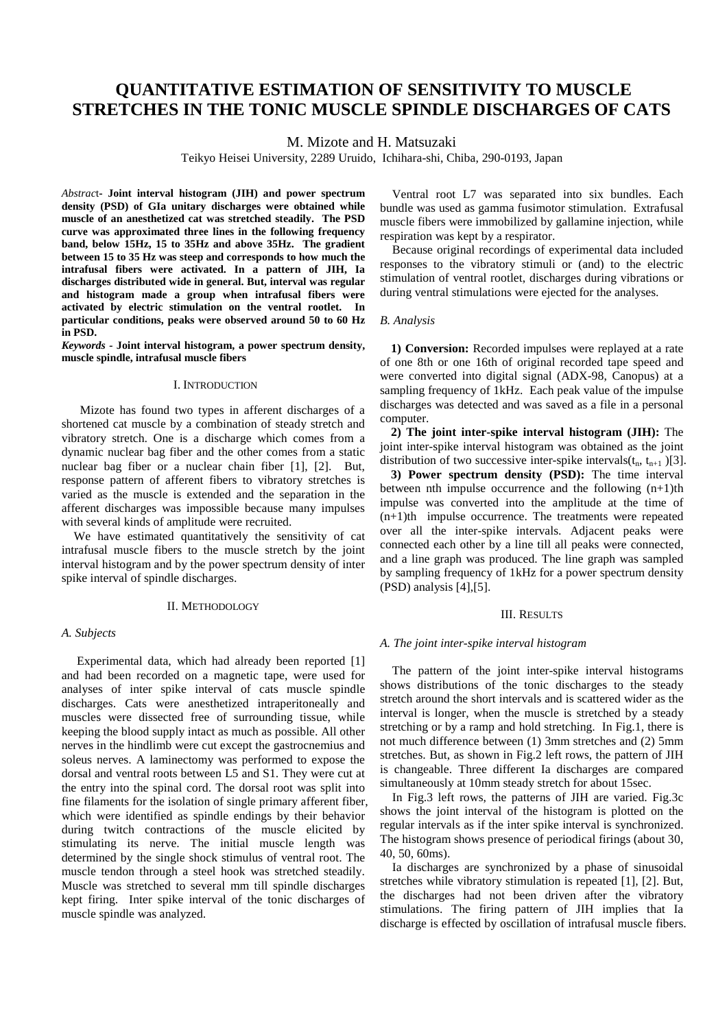# QUANTITATIVE ESTIMATION OF SENSITIVITY TO MUSCLE STRETCHES IN THE TONIC MUSCLE SPINDLE DISCHARGES OF CATS

M. Mizote and H. Matsuzaki

Teikyo Heisei University, 2289 Uruido, Ichihara-shi, Chiba, 290-0193, Japan

*Abstract*- **Joint interval histogram (JIH) and power spectrum density (PSD) of GIa unitary discharges were obtained while muscle of an anesthetized cat was stretched steadily. The PSD curve was approximated three lines in the following frequency band, below 15Hz, 15 to 35Hz and above 35Hz. The gradient between 15 to 35 Hz was steep and corresponds to how much the intrafusal fibers were activated. In a pattern of JIH, Ia discharges distributed wide in general. But, interval was regular and histogram made a group when intrafusal fibers were activated by electric stimulation on the ventral rootlet. In particular conditions, peaks were observed around 50 to 60 Hz in PSD.**

*Keywords* - **Joint interval histogram, a power spectrum density, muscle spindle, intrafusal muscle fibers**

## I. Introduction

Mizote has found two types in afferent discharges of a shortened cat muscle by a combination of steady stretch and vibratory stretch. One is a discharge which comes from a dynamic nuclear bag fiber and the other comes from a static nuclear bag fiber or a nuclear chain fiber [1], [2]. But, response pattern of afferent fibers to vibratory stretches is varied as the muscle is extended and the separation in the afferent discharges was impossible because many impulses with several kinds of amplitude were recruited.

We have estimated quantitatively the sensitivity of cat intrafusal muscle fibers to the muscle stretch by the joint interval histogram and by the power spectrum density of inter spike interval of spindle discharges.

## II. Methodology

### A. Subjects

Experimental data, which had already been reported [1] and had been recorded on a magnetic tape, were used for analyses of inter spike interval of cats muscle spindle discharges. Cats were anesthetized intraperitoneally and muscles were dissected free of surrounding tissue, while keeping the blood supply intact as much as possible. All other nerves in the hindlimb were cut except the gastrocnemius and soleus nerves. A laminectomy was performed to expose the dorsal and ventral roots between L5 and S1. They were cut at the entry into the spinal cord. The dorsal root was split into fine filaments for the isolation of single primary afferent fiber, which were identified as spindle endings by their behavior during twitch contractions of the muscle elicited by stimulating its nerve. The initial muscle length was determined by the single shock stimulus of ventral root. The muscle tendon through a steel hook was stretched steadily. Muscle was stretched to several mm till spindle discharges kept firing. Inter spike interval of the tonic discharges of muscle spindle was analyzed.

Ventral root L7 was separated into six bundles. Each bundle was used as gamma fusimotor stimulation. Extrafusal muscle fibers were immobilized by gallamine injection, while respiration was kept by a respirator.

Because original recordings of experimental data included responses to the vibratory stimuli or (and) to the electric stimulation of ventral rootlet, discharges during vibrations or during ventral stimulations were ejected for the analyses.

### B. Analysis

**1) Conversion:** Recorded impulses were replayed at a rate of one 8th or one 16th of original recorded tape speed and were converted into digital signal (ADX-98, Canopus) at a sampling frequency of 1kHz. Each peak value of the impulse discharges was detected and was saved as a file in a personal computer.

**2) The joint inter-spike interval histogram (JIH):** The joint inter-spike interval histogram was obtained as the joint distribution of two successive inter-spike intervals($t_n$, $t_{n+1}$ )[3].

**3) Power spectrum density (PSD):** The time interval between nth impulse occurrence and the following (n+1)th impulse was converted into the amplitude at the time of (n+1)th impulse occurrence. The treatments were repeated over all the inter-spike intervals. Adjacent peaks were connected each other by a line till all peaks were connected, and a line graph was produced. The line graph was sampled by sampling frequency of 1kHz for a power spectrum density (PSD) analysis [4],[5].

## III. Results

### A. The joint inter-spike interval histogram

The pattern of the joint inter-spike interval histograms shows distributions of the tonic discharges to the steady stretch around the short intervals and is scattered wider as the interval is longer, when the muscle is stretched by a steady stretching or by a ramp and hold stretching. In Fig.1, there is not much difference between (1) 3mm stretches and (2) 5mm stretches. But, as shown in Fig.2 left rows, the pattern of JIH is changeable. Three different Ia discharges are compared simultaneously at 10mm steady stretch for about 15sec.

In Fig.3 left rows, the patterns of JIH are varied. Fig.3c shows the joint interval of the histogram is plotted on the regular intervals as if the inter spike interval is synchronized. The histogram shows presence of periodical firings (about 30, 40, 50, 60ms).

Ia discharges are synchronized by a phase of sinusoidal stretches while vibratory stimulation is repeated [1], [2]. But, the discharges had not been driven after the vibratory stimulations. The firing pattern of JIH implies that Ia discharge is effected by oscillation of intrafusal muscle fibers.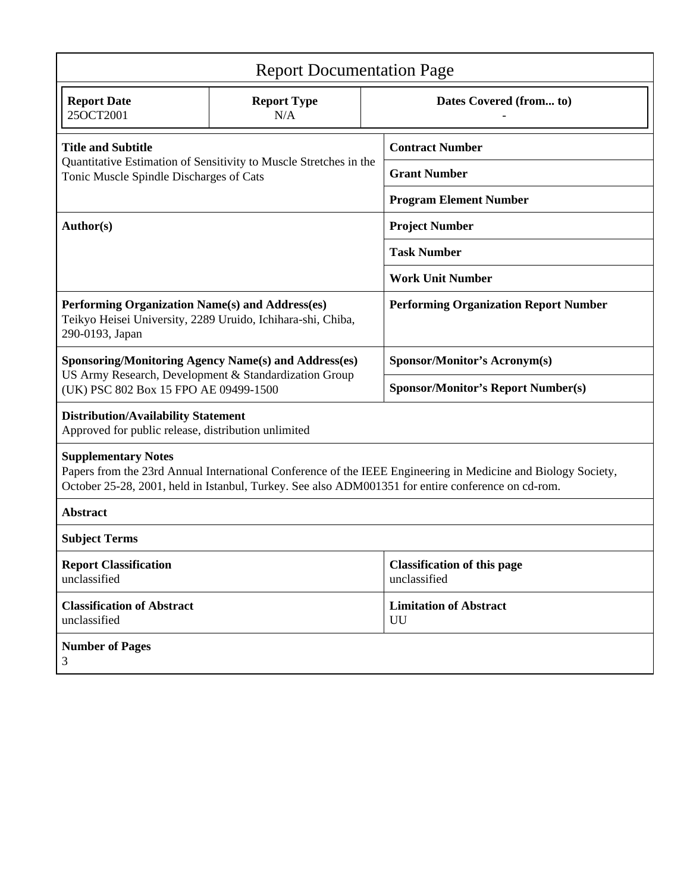# Report Documentation Page

| Report Date | Report Type | Dates Covered (from... to) |
|---|---|---|
| 25OCT2001 | N/A | - |

| | |
|---|---|
| **Title and Subtitle**<br>Quantitative Estimation of Sensitivity to Muscle Stretches in the Tonic Muscle Spindle Discharges of Cats | **Contract Number** |
| | **Grant Number** |
| | **Program Element Number** |
| **Author(s)** | **Project Number** |
| | **Task Number** |
| | **Work Unit Number** |
| **Performing Organization Name(s) and Address(es)**<br>Teikyo Heisei University, 2289 Uruido, Ichihara-shi, Chiba, 290-0193, Japan | **Performing Organization Report Number** |
| **Sponsoring/Monitoring Agency Name(s) and Address(es)**<br>US Army Research, Development & Standardization Group (UK) PSC 802 Box 15 FPO AE 09499-1500 | **Sponsor/Monitor's Acronym(s)** |
| | **Sponsor/Monitor's Report Number(s)** |

**Distribution/Availability Statement**
Approved for public release, distribution unlimited

**Supplementary Notes**
Papers from the 23rd Annual International Conference of the IEEE Engineering in Medicine and Biology Society, October 25-28, 2001, held in Istanbul, Turkey. See also ADM001351 for entire conference on cd-rom.

**Abstract**

**Subject Terms**

| | |
|---|---|
| **Report Classification**<br>unclassified | **Classification of this page**<br>unclassified |
| **Classification of Abstract**<br>unclassified | **Limitation of Abstract**<br>UU |

**Number of Pages**
3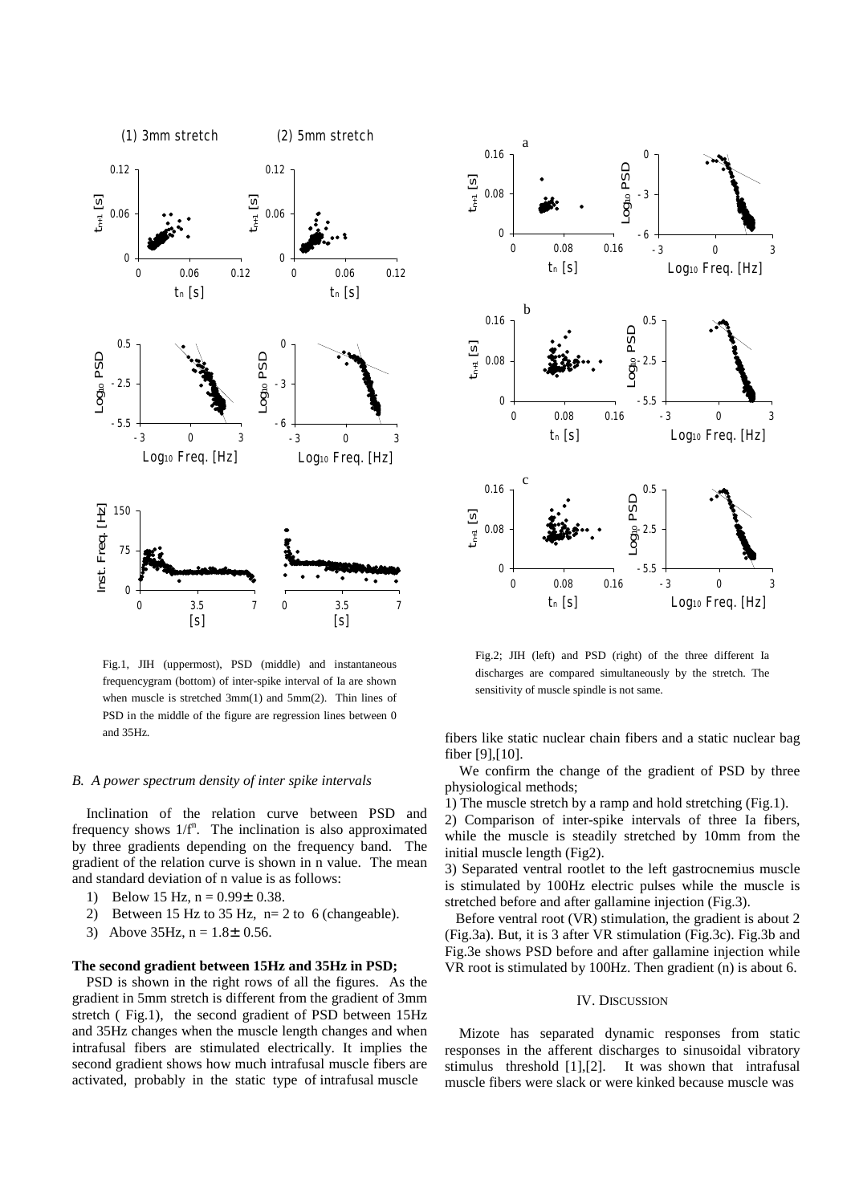Fig.1, JIH (uppermost), PSD (middle) and instantaneous frequencygram (bottom) of inter-spike interval of Ia are shown when muscle is stretched 3mm(1) and 5mm(2). Thin lines of PSD in the middle of the figure are regression lines between 0 and 35Hz.

Fig.2; JIH (left) and PSD (right) of the three different Ia discharges are compared simultaneously by the stretch. The sensitivity of muscle spindle is not same.

### *B. A power spectrum density of inter spike intervals*

Inclination of the relation curve between PSD and frequency shows $1/f^n$. The inclination is also approximated by three gradients depending on the frequency band. The gradient of the relation curve is shown in n value. The mean and standard deviation of n value is as follows:

1) Below 15 Hz, $n = 0.99 \pm 0.38$.
2) Between 15 Hz to 35 Hz, n= 2 to 6 (changeable).
3) Above 35Hz, $n = 1.8 \pm 0.56$.

**The second gradient between 15Hz and 35Hz in PSD;**

PSD is shown in the right rows of all the figures. As the gradient in 5mm stretch is different from the gradient of 3mm stretch ( Fig.1), the second gradient of PSD between 15Hz and 35Hz changes when the muscle length changes and when intrafusal fibers are stimulated electrically. It implies the second gradient shows how much intrafusal muscle fibers are activated, probably in the static type of intrafusal muscle fibers like static nuclear chain fibers and a static nuclear bag fiber [9],[10].

We confirm the change of the gradient of PSD by three physiological methods;

1) The muscle stretch by a ramp and hold stretching (Fig.1).
2) Comparison of inter-spike intervals of three Ia fibers, while the muscle is steadily stretched by 10mm from the initial muscle length (Fig2).
3) Separated ventral rootlet to the left gastrocnemius muscle is stimulated by 100Hz electric pulses while the muscle is stretched before and after gallamine injection (Fig.3).

Before ventral root (VR) stimulation, the gradient is about 2 (Fig.3a). But, it is 3 after VR stimulation (Fig.3c). Fig.3b and Fig.3e shows PSD before and after gallamine injection while VR root is stimulated by 100Hz. Then gradient (n) is about 6.

## IV. Discussion

Mizote has separated dynamic responses from static responses in the afferent discharges to sinusoidal vibratory stimulus threshold [1],[2]. It was shown that intrafusal muscle fibers were slack or were kinked because muscle was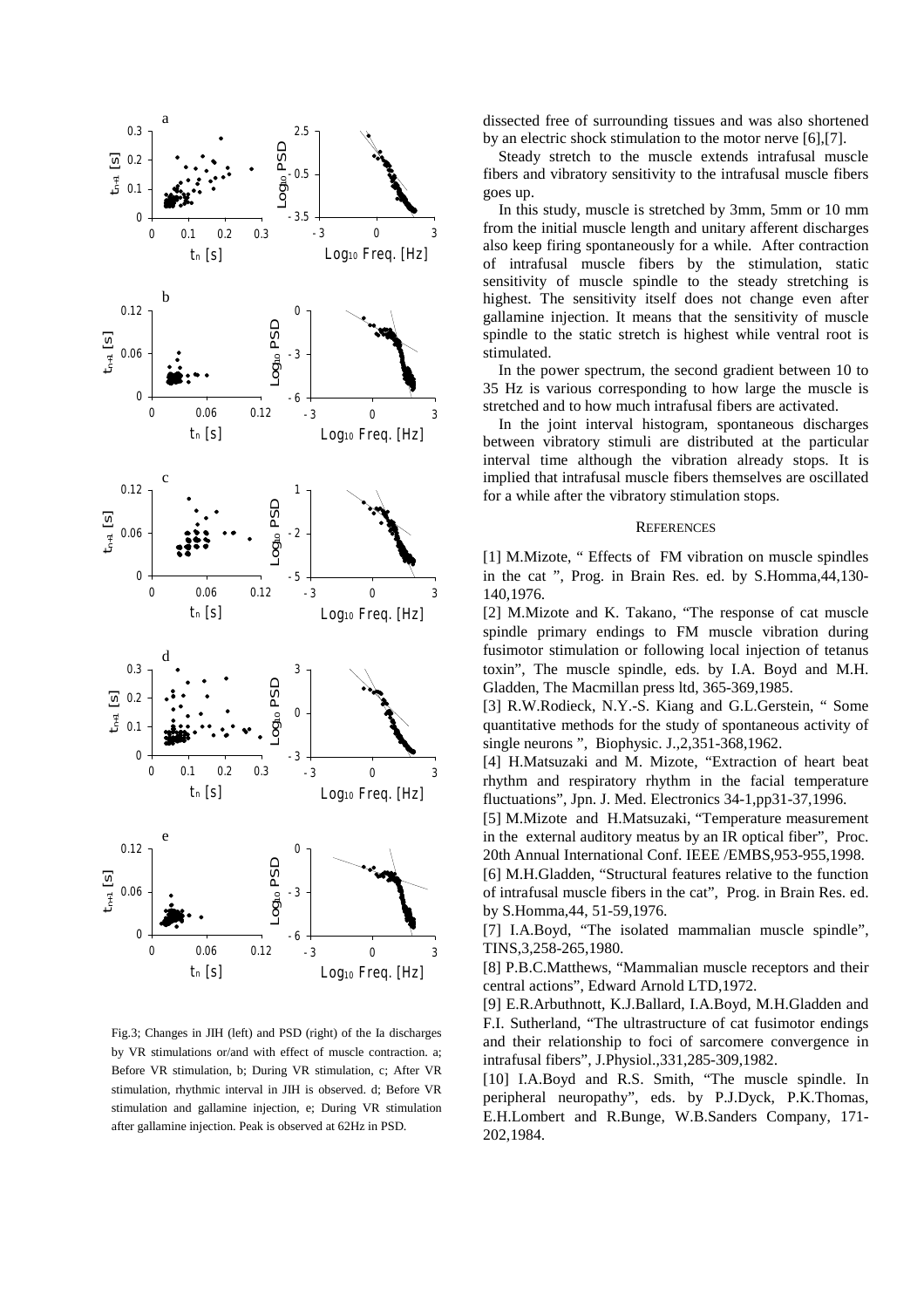a

0.3
0.2
0.1
0
$t_{n+1}$ [s]
0 0.1 0.2 0.3
$t_n$ [s]

2.5
-0.5
-3.5
$Log_{10}$ PSD
-3 0 3
$Log_{10}$ Freq. [Hz]

b

0.12
0.06
0
$t_{n+1}$ [s]
0 0.06 0.12
$t_n$ [s]

0
-3
-6
$Log_{10}$ PSD
-3 0 3
$Log_{10}$ Freq. [Hz]

c

0.12
0.06
0
$t_{n+1}$ [s]
0 0.06 0.12
$t_n$ [s]

1
-2
-5
$Log_{10}$ PSD
-3 0 3
$Log_{10}$ Freq. [Hz]

d

0.3
0.2
0.1
0
$t_{n+1}$ [s]
0 0.1 0.2 0.3
$t_n$ [s]

3
0
-3
$Log_{10}$ PSD
-3 0 3
$Log_{10}$ Freq. [Hz]

e

0.12
0.06
0
$t_{n+1}$ [s]
0 0.06 0.12
$t_n$ [s]

0
-3
-6
$Log_{10}$ PSD
-3 0 3
$Log_{10}$ Freq. [Hz]

Fig.3; Changes in JIH (left) and PSD (right) of the Ia discharges by VR stimulations or/and with effect of muscle contraction. a; Before VR stimulation, b; During VR stimulation, c; After VR stimulation, rhythmic interval in JIH is observed. d; Before VR stimulation and gallamine injection, e; During VR stimulation after gallamine injection. Peak is observed at 62Hz in PSD.

dissected free of surrounding tissues and was also shortened by an electric shock stimulation to the motor nerve [6],[7].

Steady stretch to the muscle extends intrafusal muscle fibers and vibratory sensitivity to the intrafusal muscle fibers goes up.

In this study, muscle is stretched by 3mm, 5mm or 10 mm from the initial muscle length and unitary afferent discharges also keep firing spontaneously for a while. After contraction of intrafusal muscle fibers by the stimulation, static sensitivity of muscle spindle to the steady stretching is highest. The sensitivity itself does not change even after gallamine injection. It means that the sensitivity of muscle spindle to the static stretch is highest while ventral root is stimulated.

In the power spectrum, the second gradient between 10 to 35 Hz is various corresponding to how large the muscle is stretched and to how much intrafusal fibers are activated.

In the joint interval histogram, spontaneous discharges between vibratory stimuli are distributed at the particular interval time although the vibration already stops. It is implied that intrafusal muscle fibers themselves are oscillated for a while after the vibratory stimulation stops.

## References

[1] M.Mizote, " Effects of FM vibration on muscle spindles in the cat ", Prog. in Brain Res. ed. by S.Homma,44,130-140,1976.

[2] M.Mizote and K. Takano, "The response of cat muscle spindle primary endings to FM muscle vibration during fusimotor stimulation or following local injection of tetanus toxin", The muscle spindle, eds. by I.A. Boyd and M.H. Gladden, The Macmillan press ltd, 365-369,1985.

[3] R.W.Rodieck, N.Y.-S. Kiang and G.L.Gerstein, " Some quantitative methods for the study of spontaneous activity of single neurons ", Biophysic. J.,2,351-368,1962.

[4] H.Matsuzaki and M. Mizote, "Extraction of heart beat rhythm and respiratory rhythm in the facial temperature fluctuations", Jpn. J. Med. Electronics 34-1,pp31-37,1996.

[5] M.Mizote and H.Matsuzaki, "Temperature measurement in the external auditory meatus by an IR optical fiber", Proc. 20th Annual International Conf. IEEE /EMBS,953-955,1998.

[6] M.H.Gladden, "Structural features relative to the function of intrafusal muscle fibers in the cat", Prog. in Brain Res. ed. by S.Homma,44, 51-59,1976.

[7] I.A.Boyd, "The isolated mammalian muscle spindle", TINS,3,258-265,1980.

[8] P.B.C.Matthews, "Mammalian muscle receptors and their central actions", Edward Arnold LTD,1972.

[9] E.R.Arbuthnott, K.J.Ballard, I.A.Boyd, M.H.Gladden and F.I. Sutherland, "The ultrastructure of cat fusimotor endings and their relationship to foci of sarcomere convergence in intrafusal fibers", J.Physiol.,331,285-309,1982.

[10] I.A.Boyd and R.S. Smith, "The muscle spindle. In peripheral neuropathy", eds. by P.J.Dyck, P.K.Thomas, E.H.Lombert and R.Bunge, W.B.Sanders Company, 171-202,1984.